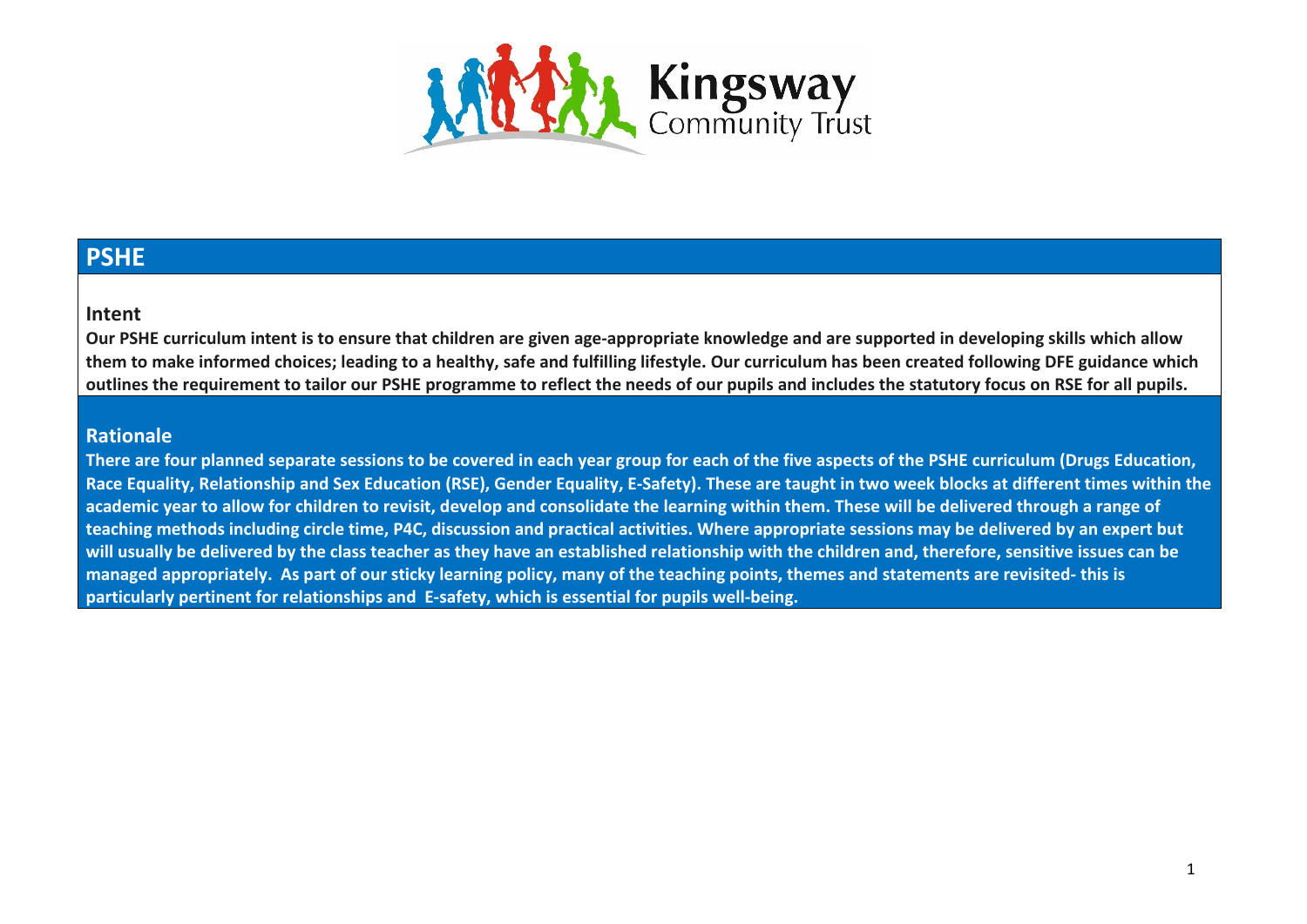Kingsway Community Trust

# PSHE

## Intent

**Our PSHE curriculum intent is to ensure that children are given age-appropriate knowledge and are supported in developing skills which allow them to make informed choices; leading to a healthy, safe and fulfilling lifestyle. Our curriculum has been created following DFE guidance which outlines the requirement to tailor our PSHE programme to reflect the needs of our pupils and includes the statutory focus on RSE for all pupils.**

## Rationale

**There are four planned separate sessions to be covered in each year group for each of the five aspects of the PSHE curriculum (Drugs Education, Race Equality, Relationship and Sex Education (RSE), Gender Equality, E-Safety). These are taught in two week blocks at different times within the academic year to allow for children to revisit, develop and consolidate the learning within them. These will be delivered through a range of teaching methods including circle time, P4C, discussion and practical activities. Where appropriate sessions may be delivered by an expert but will usually be delivered by the class teacher as they have an established relationship with the children and, therefore, sensitive issues can be managed appropriately. As part of our sticky learning policy, many of the teaching points, themes and statements are revisited- this is particularly pertinent for relationships and E-safety, which is essential for pupils well-being.**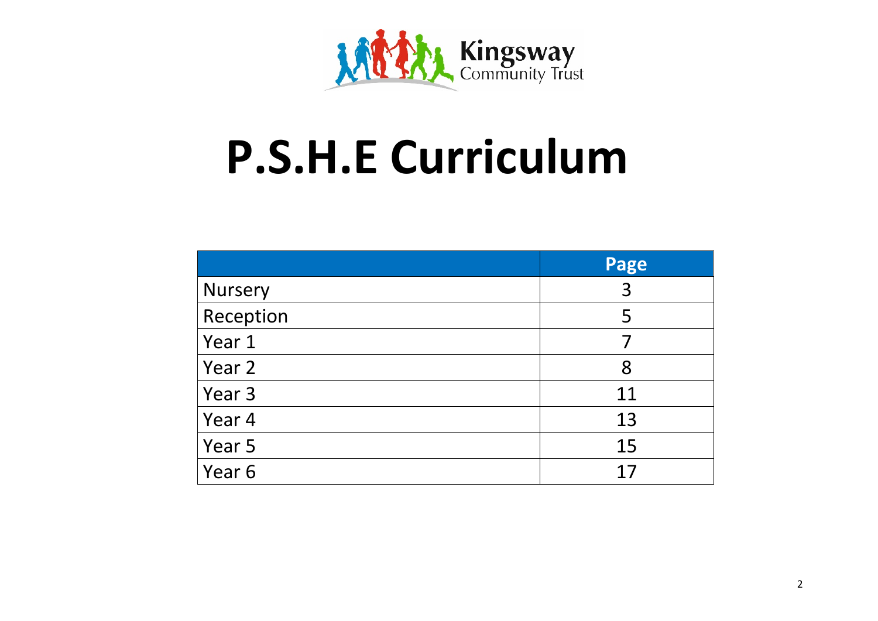Kingsway Community Trust

# P.S.H.E Curriculum

| | Page |
|---|---|
| Nursery | 3 |
| Reception | 5 |
| Year 1 | 7 |
| Year 2 | 8 |
| Year 3 | 11 |
| Year 4 | 13 |
| Year 5 | 15 |
| Year 6 | 17 |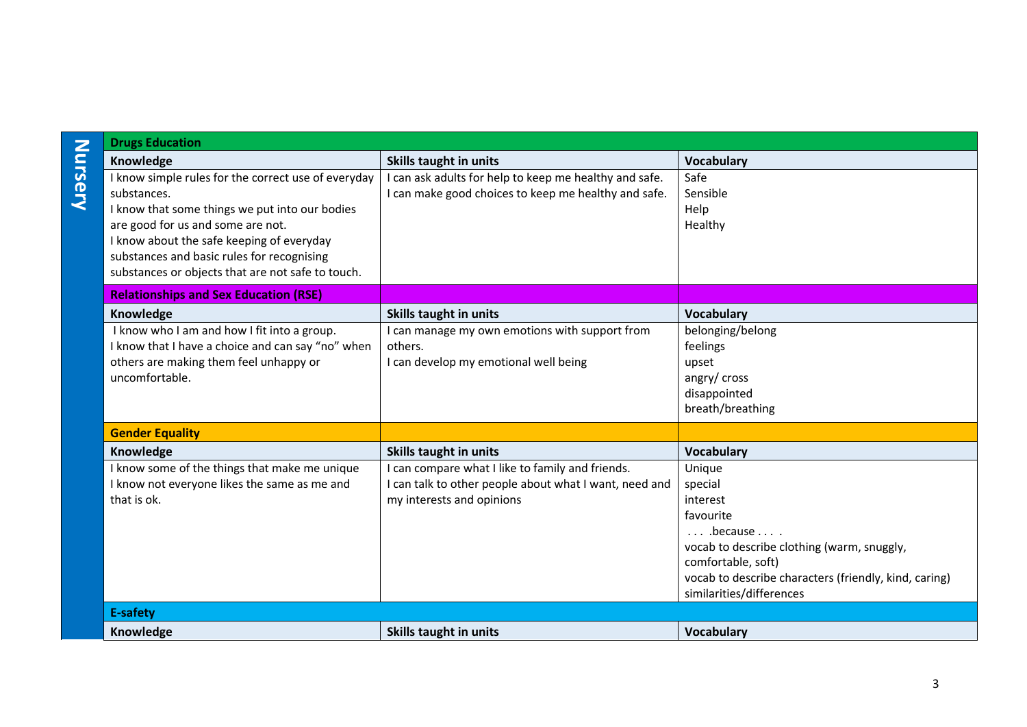## Nursery

### Drugs Education

| Knowledge | Skills taught in units | Vocabulary |
|---|---|---|
| I know simple rules for the correct use of everyday substances.<br>I know that some things we put into our bodies are good for us and some are not.<br>I know about the safe keeping of everyday substances and basic rules for recognising substances or objects that are not safe to touch. | I can ask adults for help to keep me healthy and safe.<br>I can make good choices to keep me healthy and safe. | Safe<br>Sensible<br>Help<br>Healthy |

### Relationships and Sex Education (RSE)

| Knowledge | Skills taught in units | Vocabulary |
|---|---|---|
| I know who I am and how I fit into a group.<br>I know that I have a choice and can say "no" when others are making them feel unhappy or uncomfortable. | I can manage my own emotions with support from others.<br>I can develop my emotional well being | belonging/belong<br>feelings<br>upset<br>angry/ cross<br>disappointed<br>breath/breathing |

### Gender Equality

| Knowledge | Skills taught in units | Vocabulary |
|---|---|---|
| I know some of the things that make me unique<br>I know not everyone likes the same as me and that is ok. | I can compare what I like to family and friends.<br>I can talk to other people about what I want, need and my interests and opinions | Unique<br>special<br>interest<br>favourite<br>. . . .because . . . .<br>vocab to describe clothing (warm, snuggly, comfortable, soft)<br>vocab to describe characters (friendly, kind, caring)<br>similarities/differences |

### E-safety

| Knowledge | Skills taught in units | Vocabulary |
|---|---|---|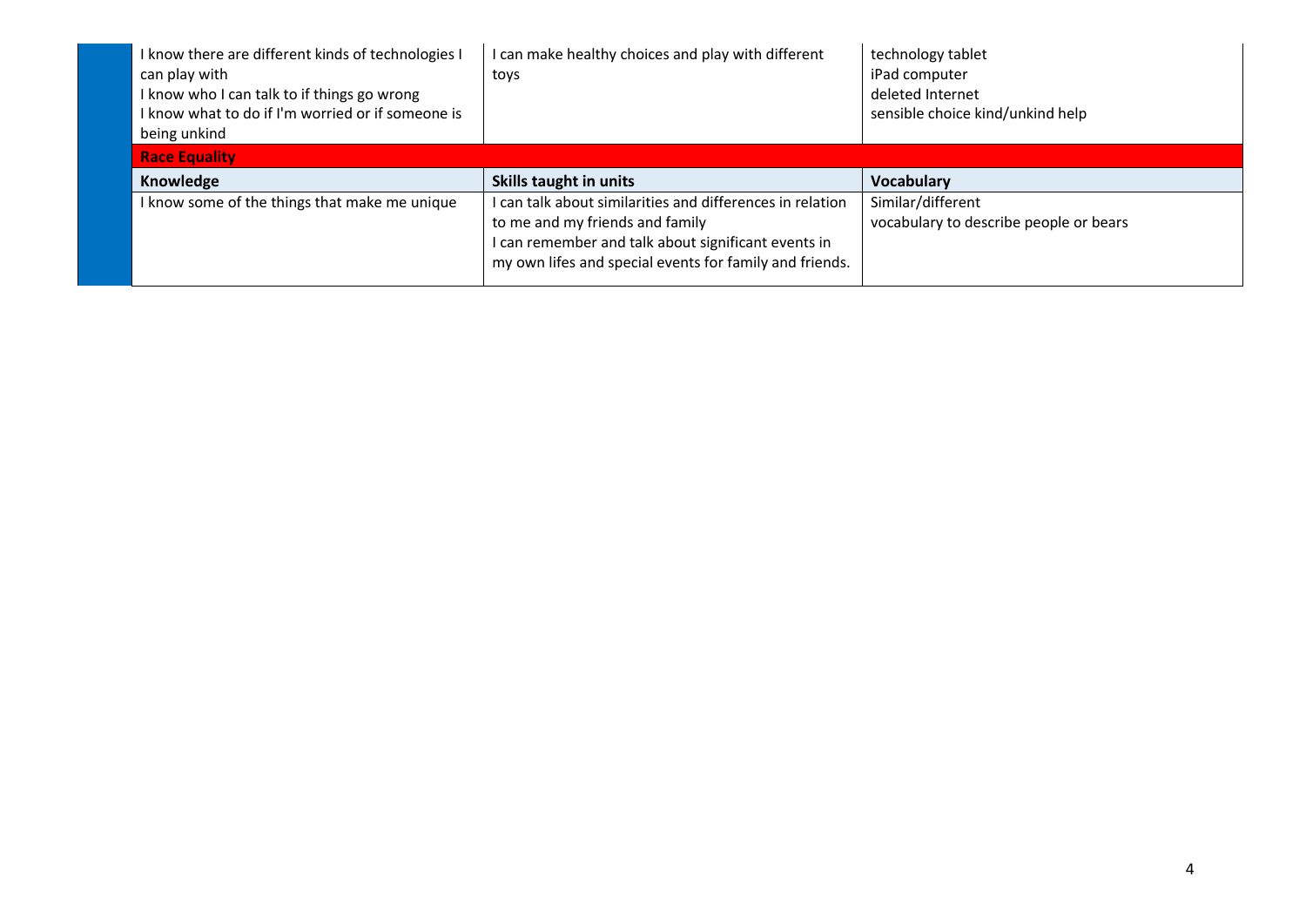| | | |
|---|---|---|
| I know there are different kinds of technologies I can play with<br>I know who I can talk to if things go wrong<br>I know what to do if I'm worried or if someone is being unkind | I can make healthy choices and play with different toys | technology tablet<br>iPad computer<br>deleted Internet<br>sensible choice kind/unkind help |
| **Race Equality** | | |
| **Knowledge** | **Skills taught in units** | **Vocabulary** |
| I know some of the things that make me unique | I can talk about similarities and differences in relation to me and my friends and family<br>I can remember and talk about significant events in my own lifes and special events for family and friends. | Similar/different<br>vocabulary to describe people or bears |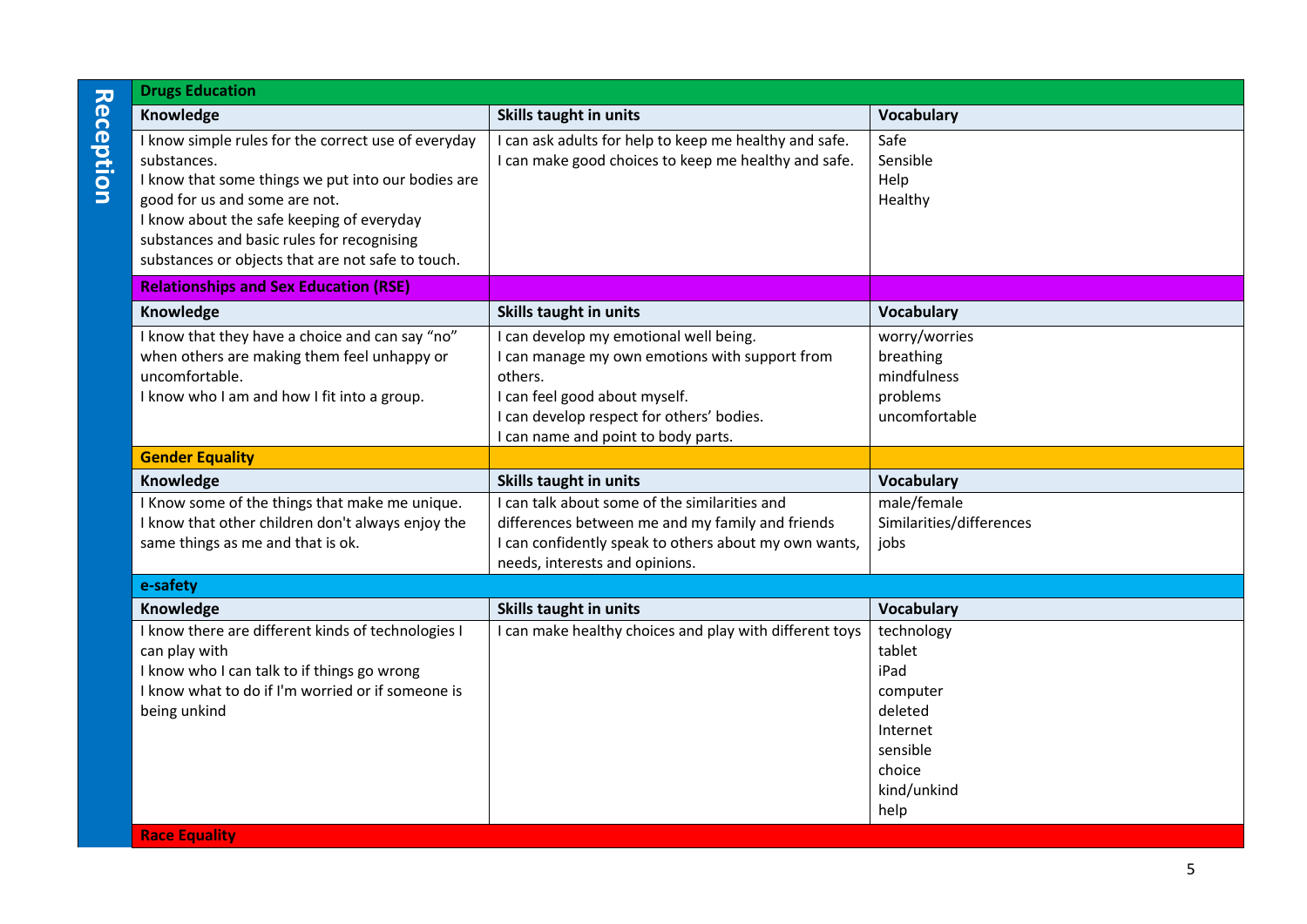## Reception

### Drugs Education

| Knowledge | Skills taught in units | Vocabulary |
|---|---|---|
| I know simple rules for the correct use of everyday substances.<br>I know that some things we put into our bodies are good for us and some are not.<br>I know about the safe keeping of everyday substances and basic rules for recognising substances or objects that are not safe to touch. | I can ask adults for help to keep me healthy and safe.<br>I can make good choices to keep me healthy and safe. | Safe<br>Sensible<br>Help<br>Healthy |

### Relationships and Sex Education (RSE)

| Knowledge | Skills taught in units | Vocabulary |
|---|---|---|
| I know that they have a choice and can say "no" when others are making them feel unhappy or uncomfortable.<br>I know who I am and how I fit into a group. | I can develop my emotional well being.<br>I can manage my own emotions with support from others.<br>I can feel good about myself.<br>I can develop respect for others' bodies.<br>I can name and point to body parts. | worry/worries<br>breathing<br>mindfulness<br>problems<br>uncomfortable |

### Gender Equality

| Knowledge | Skills taught in units | Vocabulary |
|---|---|---|
| I Know some of the things that make me unique.<br>I know that other children don't always enjoy the same things as me and that is ok. | I can talk about some of the similarities and differences between me and my family and friends<br>I can confidently speak to others about my own wants, needs, interests and opinions. | male/female<br>Similarities/differences<br>jobs |

### e-safety

| Knowledge | Skills taught in units | Vocabulary |
|---|---|---|
| I know there are different kinds of technologies I can play with<br>I know who I can talk to if things go wrong<br>I know what to do if I'm worried or if someone is being unkind | I can make healthy choices and play with different toys | technology<br>tablet<br>iPad<br>computer<br>deleted<br>Internet<br>sensible<br>choice<br>kind/unkind<br>help |

### Race Equality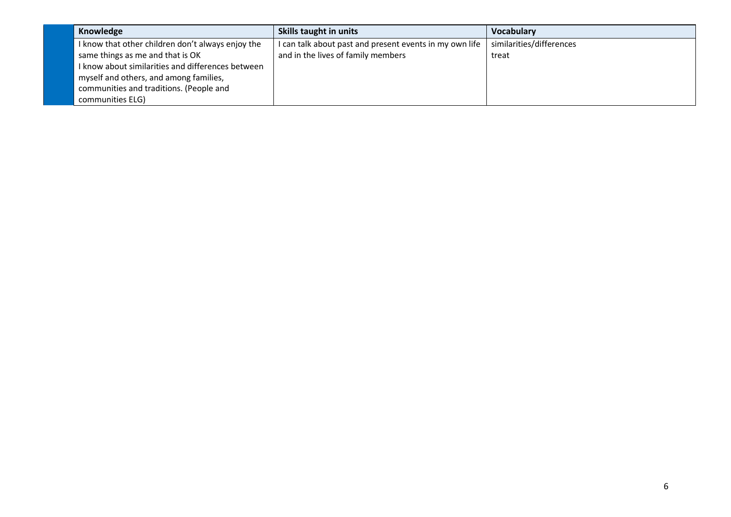| Knowledge | Skills taught in units | Vocabulary |
| --- | --- | --- |
| I know that other children don't always enjoy the same things as me and that is OK<br>I know about similarities and differences between myself and others, and among families, communities and traditions. (People and communities ELG) | I can talk about past and present events in my own life and in the lives of family members | similarities/differences<br>treat |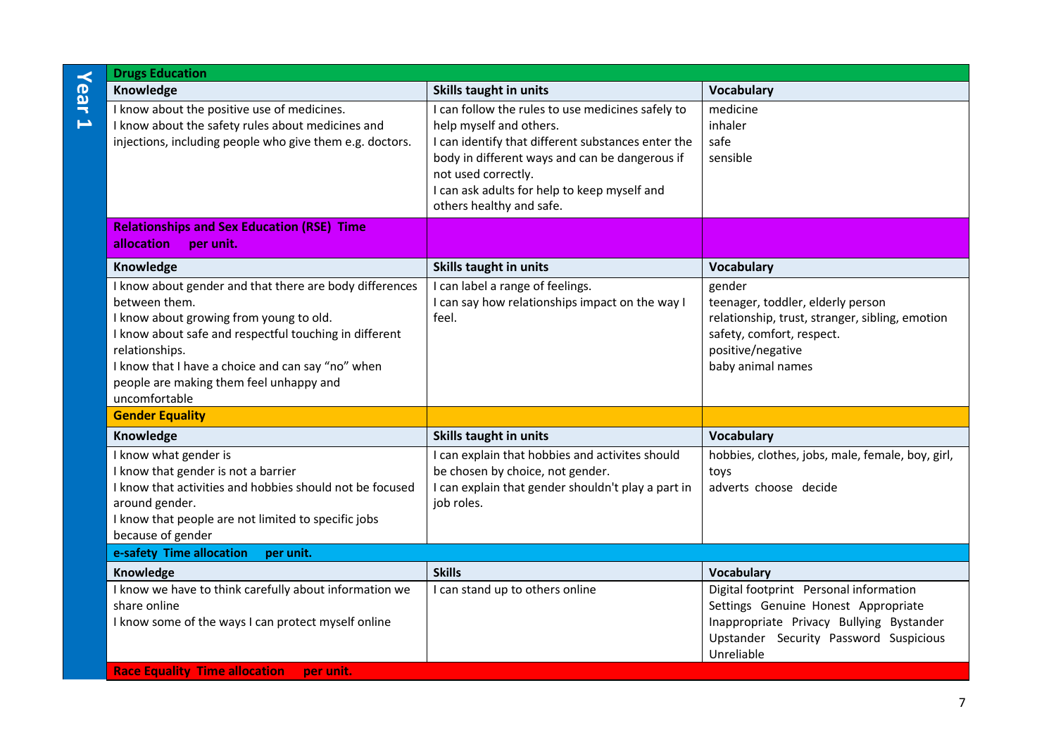## Year 1

### Drugs Education

| Knowledge | Skills taught in units | Vocabulary |
|---|---|---|
| I know about the positive use of medicines.<br>I know about the safety rules about medicines and injections, including people who give them e.g. doctors. | I can follow the rules to use medicines safely to help myself and others.<br>I can identify that different substances enter the body in different ways and can be dangerous if not used correctly.<br>I can ask adults for help to keep myself and others healthy and safe. | medicine<br>inhaler<br>safe<br>sensible |

### Relationships and Sex Education (RSE) Time allocation per unit.

| Knowledge | Skills taught in units | Vocabulary |
|---|---|---|
| I know about gender and that there are body differences between them.<br>I know about growing from young to old.<br>I know about safe and respectful touching in different relationships.<br>I know that I have a choice and can say "no" when people are making them feel unhappy and uncomfortable | I can label a range of feelings.<br>I can say how relationships impact on the way I feel. | gender<br>teenager, toddler, elderly person<br>relationship, trust, stranger, sibling, emotion<br>safety, comfort, respect.<br>positive/negative<br>baby animal names |

### Gender Equality

| Knowledge | Skills taught in units | Vocabulary |
|---|---|---|
| I know what gender is<br>I know that gender is not a barrier<br>I know that activities and hobbies should not be focused around gender.<br>I know that people are not limited to specific jobs because of gender | I can explain that hobbies and activites should be chosen by choice, not gender.<br>I can explain that gender shouldn't play a part in job roles. | hobbies, clothes, jobs, male, female, boy, girl, toys<br>adverts choose decide |

### e-safety Time allocation per unit.

| Knowledge | Skills | Vocabulary |
|---|---|---|
| I know we have to think carefully about information we share online<br>I know some of the ways I can protect myself online | I can stand up to others online | Digital footprint Personal information Settings Genuine Honest Appropriate Inappropriate Privacy Bullying Bystander Upstander Security Password Suspicious Unreliable |

### Race Equality Time allocation per unit.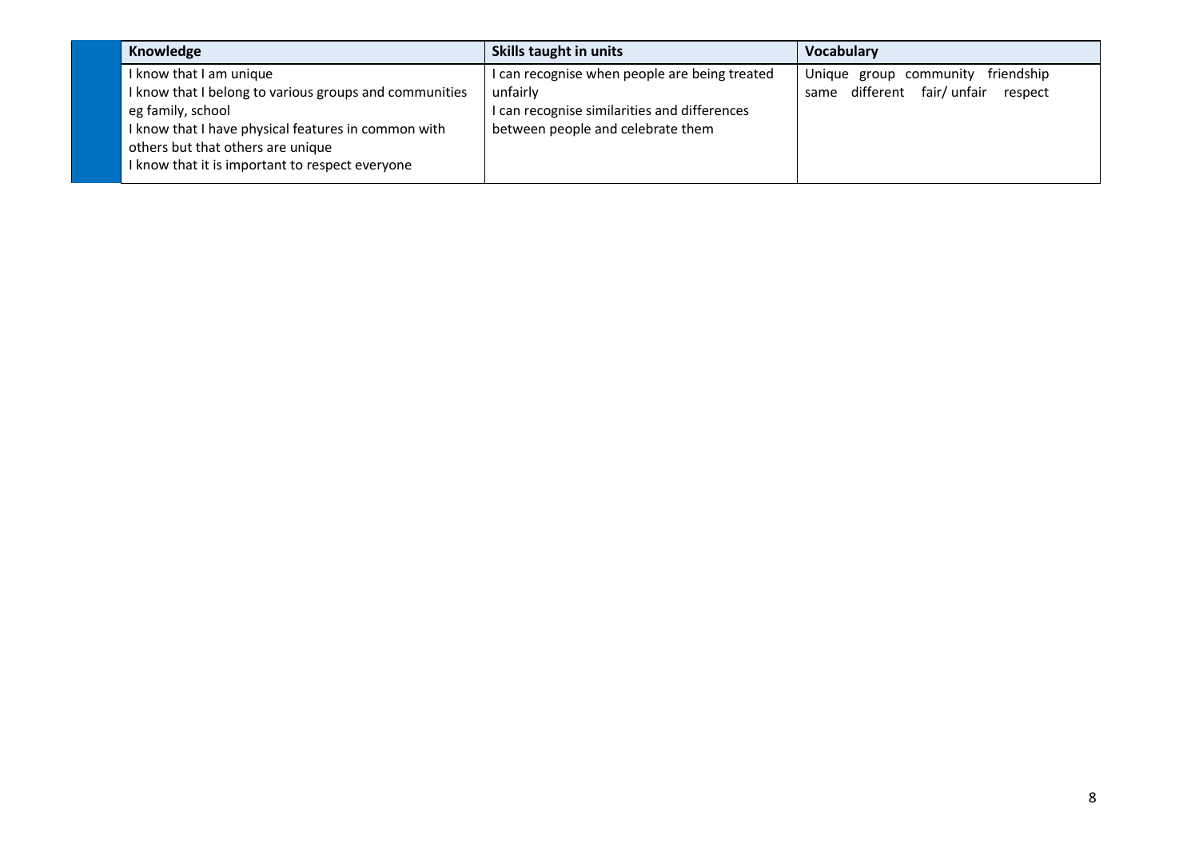| Knowledge | Skills taught in units | Vocabulary |
|---|---|---|
| I know that I am unique<br>I know that I belong to various groups and communities eg family, school<br>I know that I have physical features in common with others but that others are unique<br>I know that it is important to respect everyone | I can recognise when people are being treated unfairly<br>I can recognise similarities and differences between people and celebrate them | Unique group community friendship same different fair/ unfair respect |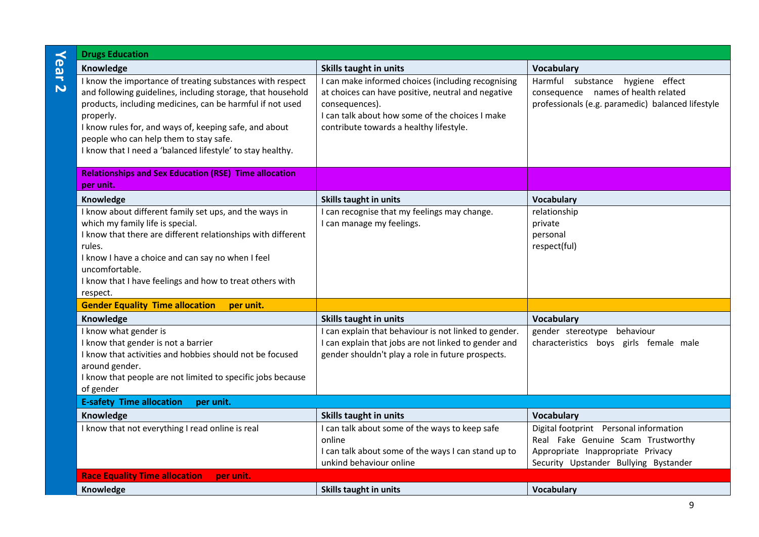# Year 2

## Drugs Education

| Knowledge | Skills taught in units | Vocabulary |
|---|---|---|
| I know the importance of treating substances with respect and following guidelines, including storage, that household products, including medicines, can be harmful if not used properly.<br>I know rules for, and ways of, keeping safe, and about people who can help them to stay safe.<br>I know that I need a 'balanced lifestyle' to stay healthy. | I can make informed choices (including recognising at choices can have positive, neutral and negative consequences).<br>I can talk about how some of the choices I make contribute towards a healthy lifestyle. | Harmful substance hygiene effect consequence names of health related professionals (e.g. paramedic) balanced lifestyle |

## Relationships and Sex Education (RSE) Time allocation per unit.

| Knowledge | Skills taught in units | Vocabulary |
|---|---|---|
| I know about different family set ups, and the ways in which my family life is special.<br>I know that there are different relationships with different rules.<br>I know I have a choice and can say no when I feel uncomfortable.<br>I know that I have feelings and how to treat others with respect. | I can recognise that my feelings may change.<br>I can manage my feelings. | relationship<br>private<br>personal<br>respect(ful) |

## Gender Equality Time allocation per unit.

| Knowledge | Skills taught in units | Vocabulary |
|---|---|---|
| I know what gender is<br>I know that gender is not a barrier<br>I know that activities and hobbies should not be focused around gender.<br>I know that people are not limited to specific jobs because of gender | I can explain that behaviour is not linked to gender.<br>I can explain that jobs are not linked to gender and gender shouldn't play a role in future prospects. | gender stereotype behaviour characteristics boys girls female male |

## E-safety Time allocation per unit.

| Knowledge | Skills taught in units | Vocabulary |
|---|---|---|
| I know that not everything I read online is real | I can talk about some of the ways to keep safe online<br>I can talk about some of the ways I can stand up to unkind behaviour online | Digital footprint Personal information<br>Real Fake Genuine Scam Trustworthy<br>Appropriate Inappropriate Privacy<br>Security Upstander Bullying Bystander |

## Race Equality Time allocation per unit.

| Knowledge | Skills taught in units | Vocabulary |
|---|---|---|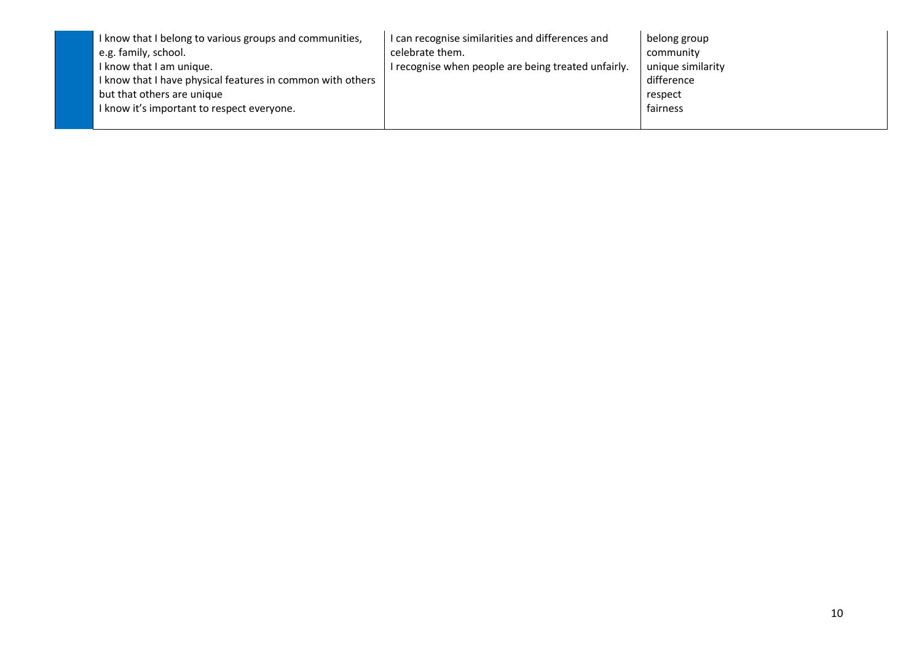| | | | |
|---|---|---|---|
| | I know that I belong to various groups and communities, e.g. family, school.<br>I know that I am unique.<br>I know that I have physical features in common with others but that others are unique<br>I know it's important to respect everyone. | I can recognise similarities and differences and celebrate them.<br>I recognise when people are being treated unfairly. | belong group<br>community<br>unique similarity<br>difference<br>respect<br>fairness |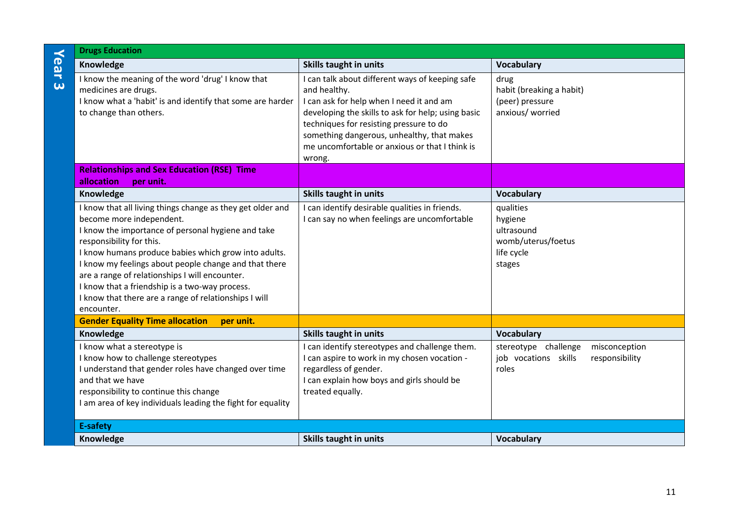## Year 3

### Drugs Education

| Knowledge | Skills taught in units | Vocabulary |
|---|---|---|
| I know the meaning of the word 'drug' I know that medicines are drugs.<br>I know what a 'habit' is and identify that some are harder to change than others. | I can talk about different ways of keeping safe and healthy.<br>I can ask for help when I need it and am developing the skills to ask for help; using basic techniques for resisting pressure to do something dangerous, unhealthy, that makes me uncomfortable or anxious or that I think is wrong. | drug<br>habit (breaking a habit)<br>(peer) pressure<br>anxious/ worried |

### Relationships and Sex Education (RSE) Time allocation per unit.

| Knowledge | Skills taught in units | Vocabulary |
|---|---|---|
| I know that all living things change as they get older and become more independent.<br>I know the importance of personal hygiene and take responsibility for this.<br>I know humans produce babies which grow into adults.<br>I know my feelings about people change and that there are a range of relationships I will encounter.<br>I know that a friendship is a two-way process.<br>I know that there are a range of relationships I will encounter. | I can identify desirable qualities in friends.<br>I can say no when feelings are uncomfortable | qualities<br>hygiene<br>ultrasound<br>womb/uterus/foetus<br>life cycle<br>stages |

### Gender Equality Time allocation per unit.

| Knowledge | Skills taught in units | Vocabulary |
|---|---|---|
| I know what a stereotype is<br>I know how to challenge stereotypes<br>I understand that gender roles have changed over time and that we have<br>responsibility to continue this change<br>I am area of key individuals leading the fight for equality | I can identify stereotypes and challenge them.<br>I can aspire to work in my chosen vocation - regardless of gender.<br>I can explain how boys and girls should be treated equally. | stereotype challenge misconception<br>job vocations skills responsibility<br>roles |

### E-safety

| Knowledge | Skills taught in units | Vocabulary |
|---|---|---|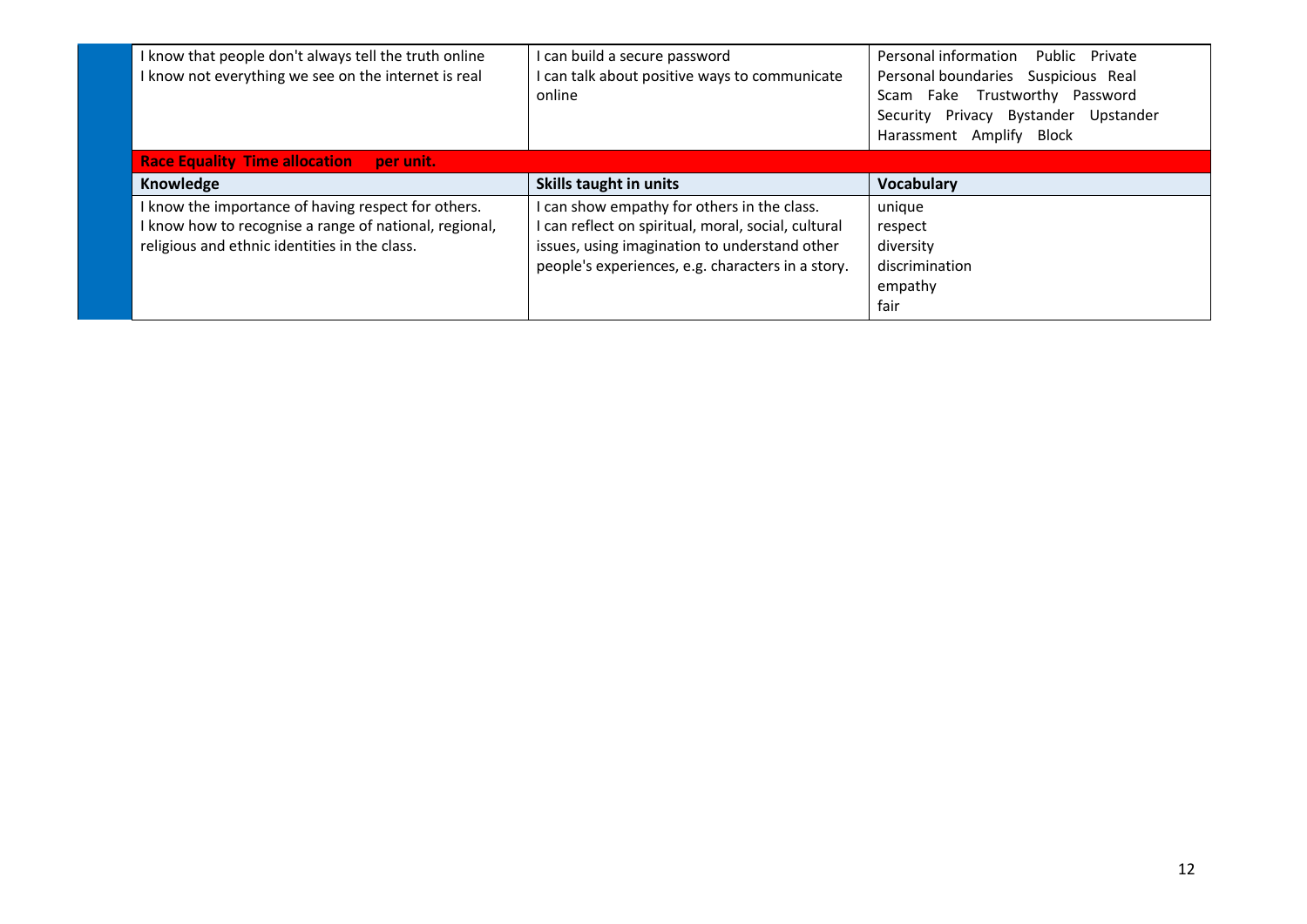| | | |
|---|---|---|
| I know that people don't always tell the truth online<br>I know not everything we see on the internet is real | I can build a secure password<br>I can talk about positive ways to communicate online | Personal information Public Private<br>Personal boundaries Suspicious Real<br>Scam Fake Trustworthy Password<br>Security Privacy Bystander Upstander<br>Harassment Amplify Block |

**Race Equality Time allocation per unit.**

| Knowledge | Skills taught in units | Vocabulary |
|---|---|---|
| I know the importance of having respect for others.<br>I know how to recognise a range of national, regional, religious and ethnic identities in the class. | I can show empathy for others in the class.<br>I can reflect on spiritual, moral, social, cultural issues, using imagination to understand other people's experiences, e.g. characters in a story. | unique<br>respect<br>diversity<br>discrimination<br>empathy<br>fair |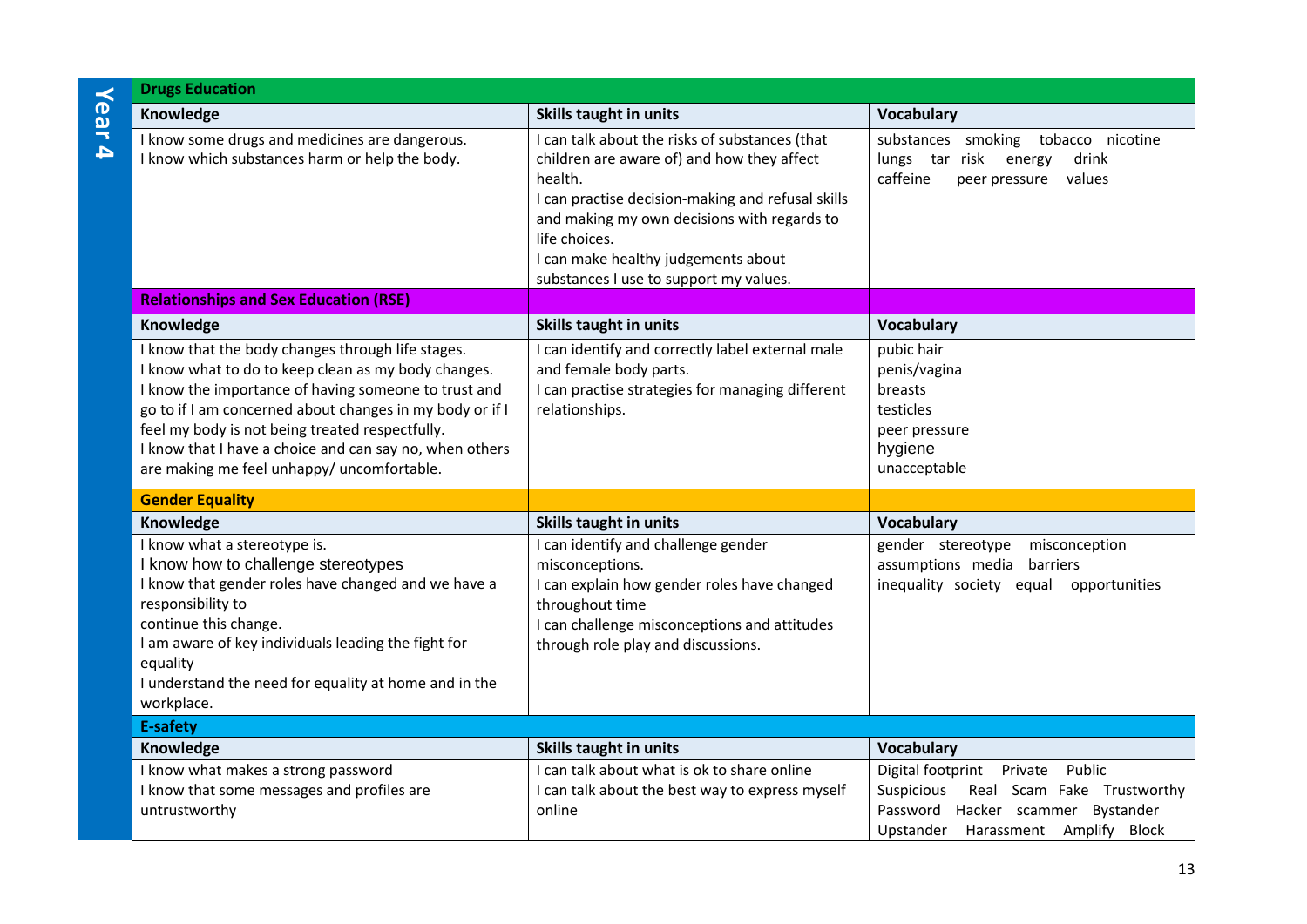# Year 4

## Drugs Education

| Knowledge | Skills taught in units | Vocabulary |
|---|---|---|
| I know some drugs and medicines are dangerous.<br>I know which substances harm or help the body. | I can talk about the risks of substances (that children are aware of) and how they affect health.<br>I can practise decision-making and refusal skills and making my own decisions with regards to life choices.<br>I can make healthy judgements about substances I use to support my values. | substances smoking tobacco nicotine lungs tar risk energy drink caffeine peer pressure values |

## Relationships and Sex Education (RSE)

| Knowledge | Skills taught in units | Vocabulary |
|---|---|---|
| I know that the body changes through life stages.<br>I know what to do to keep clean as my body changes.<br>I know the importance of having someone to trust and go to if I am concerned about changes in my body or if I feel my body is not being treated respectfully.<br>I know that I have a choice and can say no, when others are making me feel unhappy/ uncomfortable. | I can identify and correctly label external male and female body parts.<br>I can practise strategies for managing different relationships. | pubic hair<br>penis/vagina<br>breasts<br>testicles<br>peer pressure<br>hygiene<br>unacceptable |

## Gender Equality

| Knowledge | Skills taught in units | Vocabulary |
|---|---|---|
| I know what a stereotype is.<br>I know how to challenge stereotypes<br>I know that gender roles have changed and we have a responsibility to continue this change.<br>I am aware of key individuals leading the fight for equality<br>I understand the need for equality at home and in the workplace. | I can identify and challenge gender misconceptions.<br>I can explain how gender roles have changed throughout time<br>I can challenge misconceptions and attitudes through role play and discussions. | gender stereotype misconception assumptions media barriers inequality society equal opportunities |

## E-safety

| Knowledge | Skills taught in units | Vocabulary |
|---|---|---|
| I know what makes a strong password<br>I know that some messages and profiles are untrustworthy | I can talk about what is ok to share online<br>I can talk about the best way to express myself online | Digital footprint Private Public Suspicious Real Scam Fake Trustworthy Password Hacker scammer Bystander Upstander Harassment Amplify Block |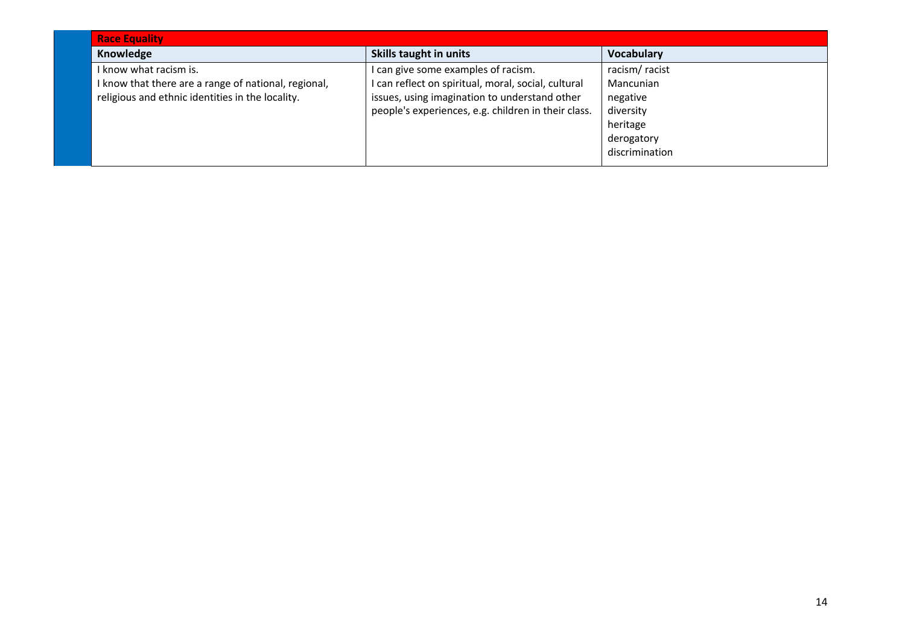| Race Equality | | |
|---|---|---|
| **Knowledge** | **Skills taught in units** | **Vocabulary** |
| I know what racism is.<br>I know that there are a range of national, regional, religious and ethnic identities in the locality. | I can give some examples of racism.<br>I can reflect on spiritual, moral, social, cultural issues, using imagination to understand other people's experiences, e.g. children in their class. | racism/ racist<br>Mancunian<br>negative<br>diversity<br>heritage<br>derogatory<br>discrimination |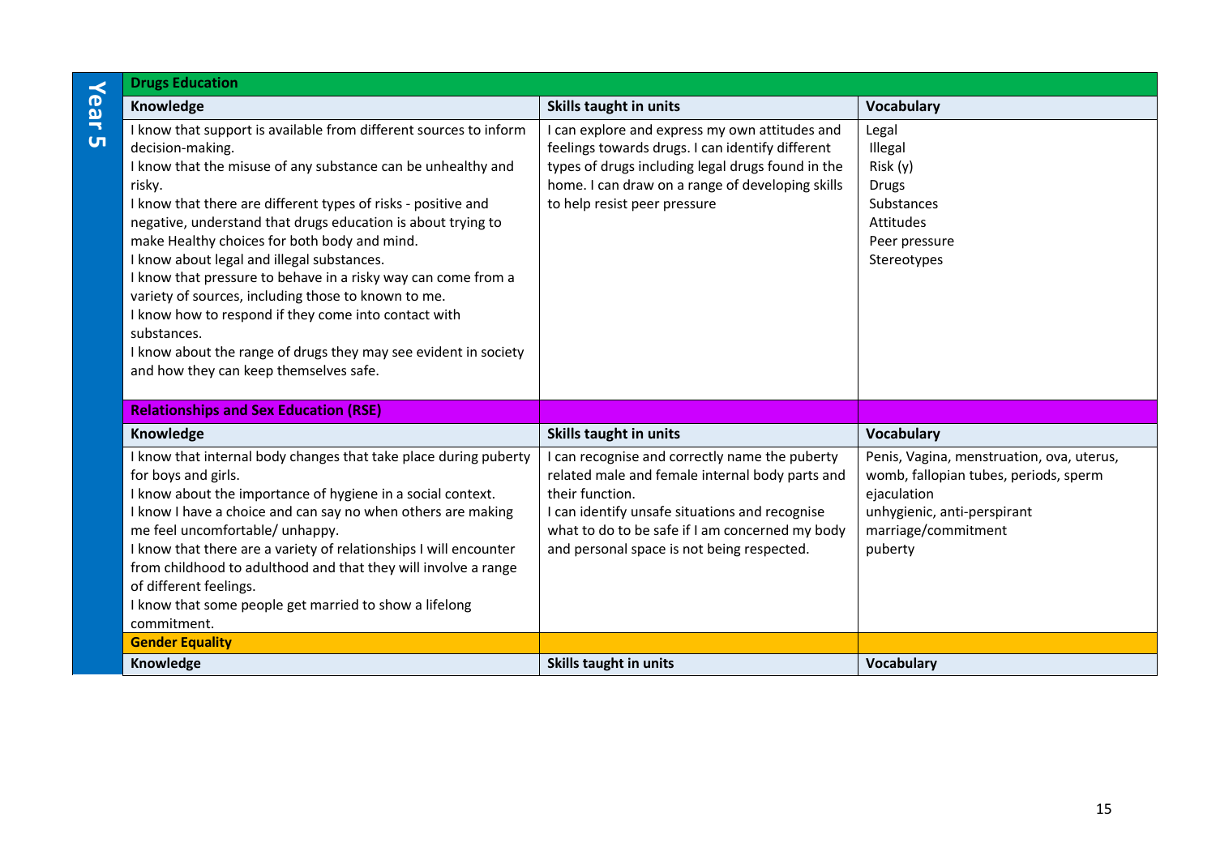## Year 5

### Drugs Education

| Knowledge | Skills taught in units | Vocabulary |
|---|---|---|
| I know that support is available from different sources to inform decision-making.<br>I know that the misuse of any substance can be unhealthy and risky.<br>I know that there are different types of risks - positive and negative, understand that drugs education is about trying to make Healthy choices for both body and mind.<br>I know about legal and illegal substances.<br>I know that pressure to behave in a risky way can come from a variety of sources, including those to known to me.<br>I know how to respond if they come into contact with substances.<br>I know about the range of drugs they may see evident in society and how they can keep themselves safe. | I can explore and express my own attitudes and feelings towards drugs. I can identify different types of drugs including legal drugs found in the home. I can draw on a range of developing skills to help resist peer pressure | Legal<br>Illegal<br>Risk (y)<br>Drugs<br>Substances<br>Attitudes<br>Peer pressure<br>Stereotypes |

### Relationships and Sex Education (RSE)

| Knowledge | Skills taught in units | Vocabulary |
|---|---|---|
| I know that internal body changes that take place during puberty for boys and girls.<br>I know about the importance of hygiene in a social context.<br>I know I have a choice and can say no when others are making me feel uncomfortable/ unhappy.<br>I know that there are a variety of relationships I will encounter from childhood to adulthood and that they will involve a range of different feelings.<br>I know that some people get married to show a lifelong commitment. | I can recognise and correctly name the puberty related male and female internal body parts and their function.<br>I can identify unsafe situations and recognise what to do to be safe if I am concerned my body and personal space is not being respected. | Penis, Vagina, menstruation, ova, uterus, womb, fallopian tubes, periods, sperm ejaculation<br>unhygienic, anti-perspirant<br>marriage/commitment<br>puberty |

### Gender Equality

| Knowledge | Skills taught in units | Vocabulary |
|---|---|---|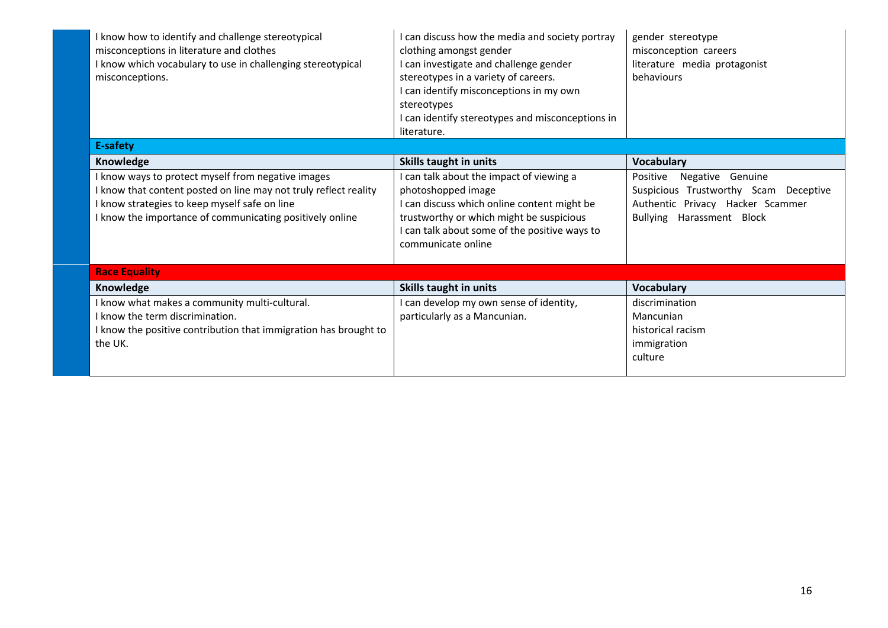| | | |
|---|---|---|
| I know how to identify and challenge stereotypical misconceptions in literature and clothes<br>I know which vocabulary to use in challenging stereotypical misconceptions. | I can discuss how the media and society portray clothing amongst gender<br>I can investigate and challenge gender stereotypes in a variety of careers.<br>I can identify misconceptions in my own stereotypes<br>I can identify stereotypes and misconceptions in literature. | gender stereotype<br>misconception careers<br>literature media protagonist<br>behaviours |

**E-safety**

| Knowledge | Skills taught in units | Vocabulary |
|---|---|---|
| I know ways to protect myself from negative images<br>I know that content posted on line may not truly reflect reality<br>I know strategies to keep myself safe on line<br>I know the importance of communicating positively online | I can talk about the impact of viewing a photoshopped image<br>I can discuss which online content might be trustworthy or which might be suspicious<br>I can talk about some of the positive ways to communicate online | Positive Negative Genuine<br>Suspicious Trustworthy Scam Deceptive<br>Authentic Privacy Hacker Scammer<br>Bullying Harassment Block |

**Race Equality**

| Knowledge | Skills taught in units | Vocabulary |
|---|---|---|
| I know what makes a community multi-cultural.<br>I know the term discrimination.<br>I know the positive contribution that immigration has brought to the UK. | I can develop my own sense of identity, particularly as a Mancunian. | discrimination<br>Mancunian<br>historical racism<br>immigration<br>culture |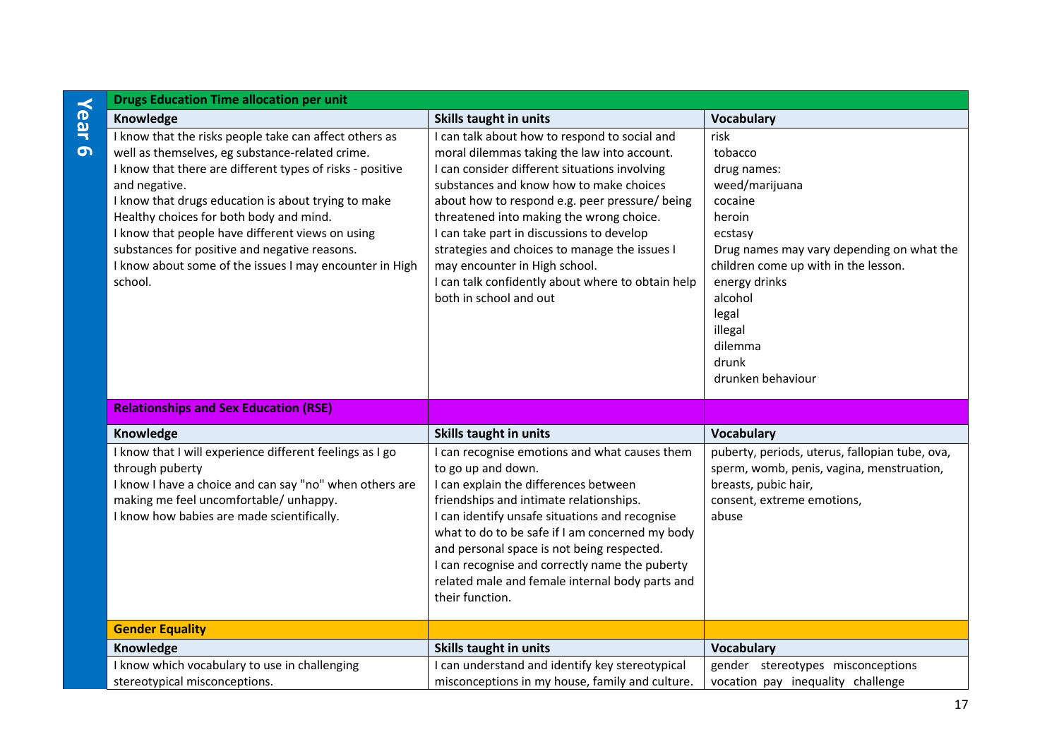## Year 6

### Drugs Education Time allocation per unit

| Knowledge | Skills taught in units | Vocabulary |
|---|---|---|
| I know that the risks people take can affect others as well as themselves, eg substance-related crime.<br>I know that there are different types of risks - positive and negative.<br>I know that drugs education is about trying to make Healthy choices for both body and mind.<br>I know that people have different views on using substances for positive and negative reasons.<br>I know about some of the issues I may encounter in High school. | I can talk about how to respond to social and moral dilemmas taking the law into account.<br>I can consider different situations involving substances and know how to make choices about how to respond e.g. peer pressure/ being threatened into making the wrong choice.<br>I can take part in discussions to develop strategies and choices to manage the issues I may encounter in High school.<br>I can talk confidently about where to obtain help both in school and out | risk<br>tobacco<br>drug names:<br>weed/marijuana<br>cocaine<br>heroin<br>ecstasy<br>Drug names may vary depending on what the children come up with in the lesson.<br>energy drinks<br>alcohol<br>legal<br>illegal<br>dilemma<br>drunk<br>drunken behaviour |

### Relationships and Sex Education (RSE)

| Knowledge | Skills taught in units | Vocabulary |
|---|---|---|
| I know that I will experience different feelings as I go through puberty<br>I know I have a choice and can say "no" when others are making me feel uncomfortable/ unhappy.<br>I know how babies are made scientifically. | I can recognise emotions and what causes them to go up and down.<br>I can explain the differences between friendships and intimate relationships.<br>I can identify unsafe situations and recognise what to do to be safe if I am concerned my body and personal space is not being respected.<br>I can recognise and correctly name the puberty related male and female internal body parts and their function. | puberty, periods, uterus, fallopian tube, ova, sperm, womb, penis, vagina, menstruation, breasts, pubic hair,<br>consent, extreme emotions,<br>abuse |

### Gender Equality

| Knowledge | Skills taught in units | Vocabulary |
|---|---|---|
| I know which vocabulary to use in challenging stereotypical misconceptions. | I can understand and identify key stereotypical misconceptions in my house, family and culture. | gender stereotypes misconceptions vocation pay inequality challenge |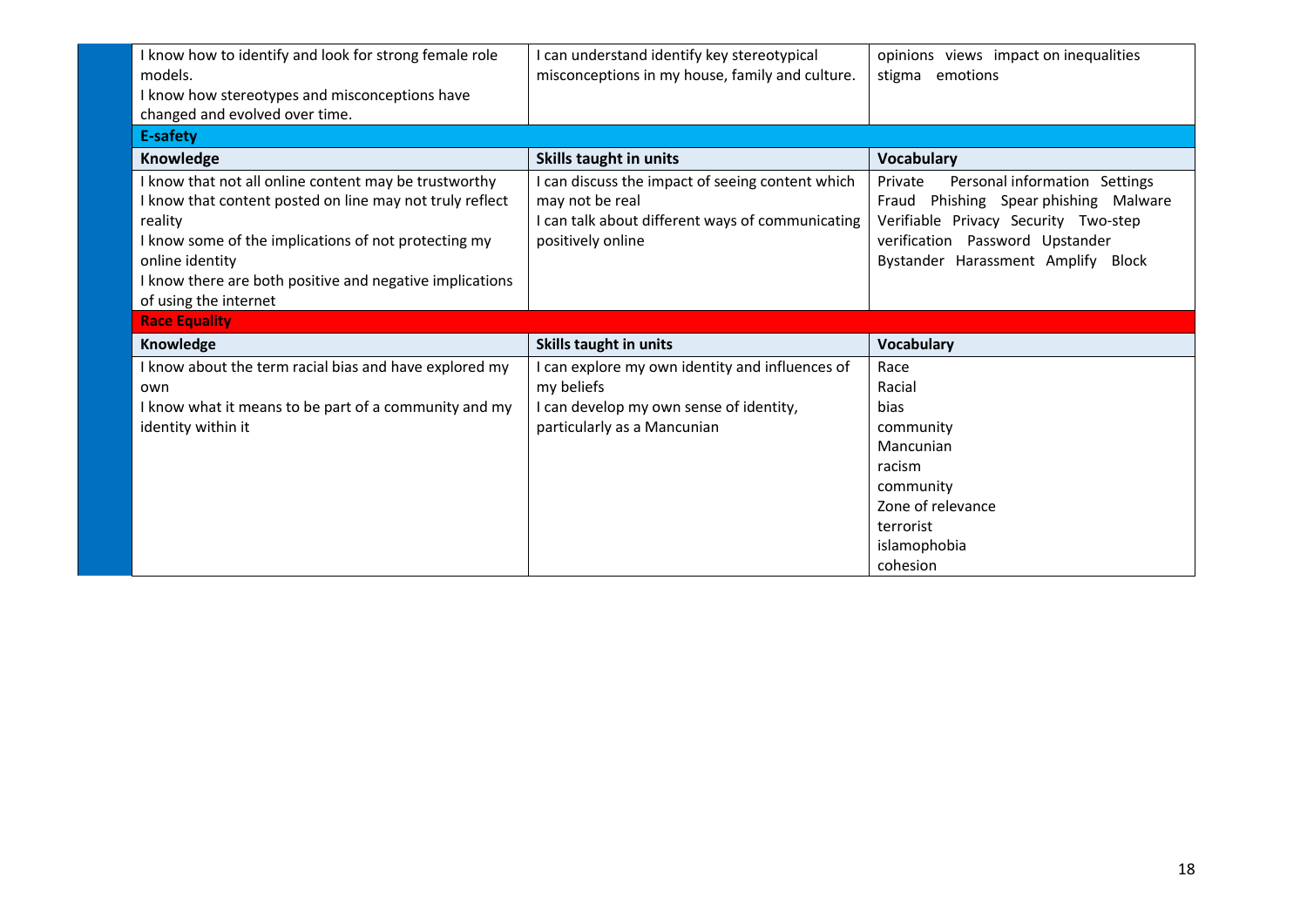| | | |
|---|---|---|
| I know how to identify and look for strong female role models.<br>I know how stereotypes and misconceptions have changed and evolved over time. | I can understand identify key stereotypical misconceptions in my house, family and culture. | opinions views impact on inequalities stigma emotions |

**E-safety**

| Knowledge | Skills taught in units | Vocabulary |
|---|---|---|
| I know that not all online content may be trustworthy<br>I know that content posted on line may not truly reflect reality<br>I know some of the implications of not protecting my online identity<br>I know there are both positive and negative implications of using the internet | I can discuss the impact of seeing content which may not be real<br>I can talk about different ways of communicating positively online | Private Personal information Settings Fraud Phishing Spear phishing Malware Verifiable Privacy Security Two-step verification Password Upstander Bystander Harassment Amplify Block |

**Race Equality**

| Knowledge | Skills taught in units | Vocabulary |
|---|---|---|
| I know about the term racial bias and have explored my own<br>I know what it means to be part of a community and my identity within it | I can explore my own identity and influences of my beliefs<br>I can develop my own sense of identity, particularly as a Mancunian | Race<br>Racial<br>bias<br>community<br>Mancunian<br>racism<br>community<br>Zone of relevance<br>terrorist<br>islamophobia<br>cohesion |